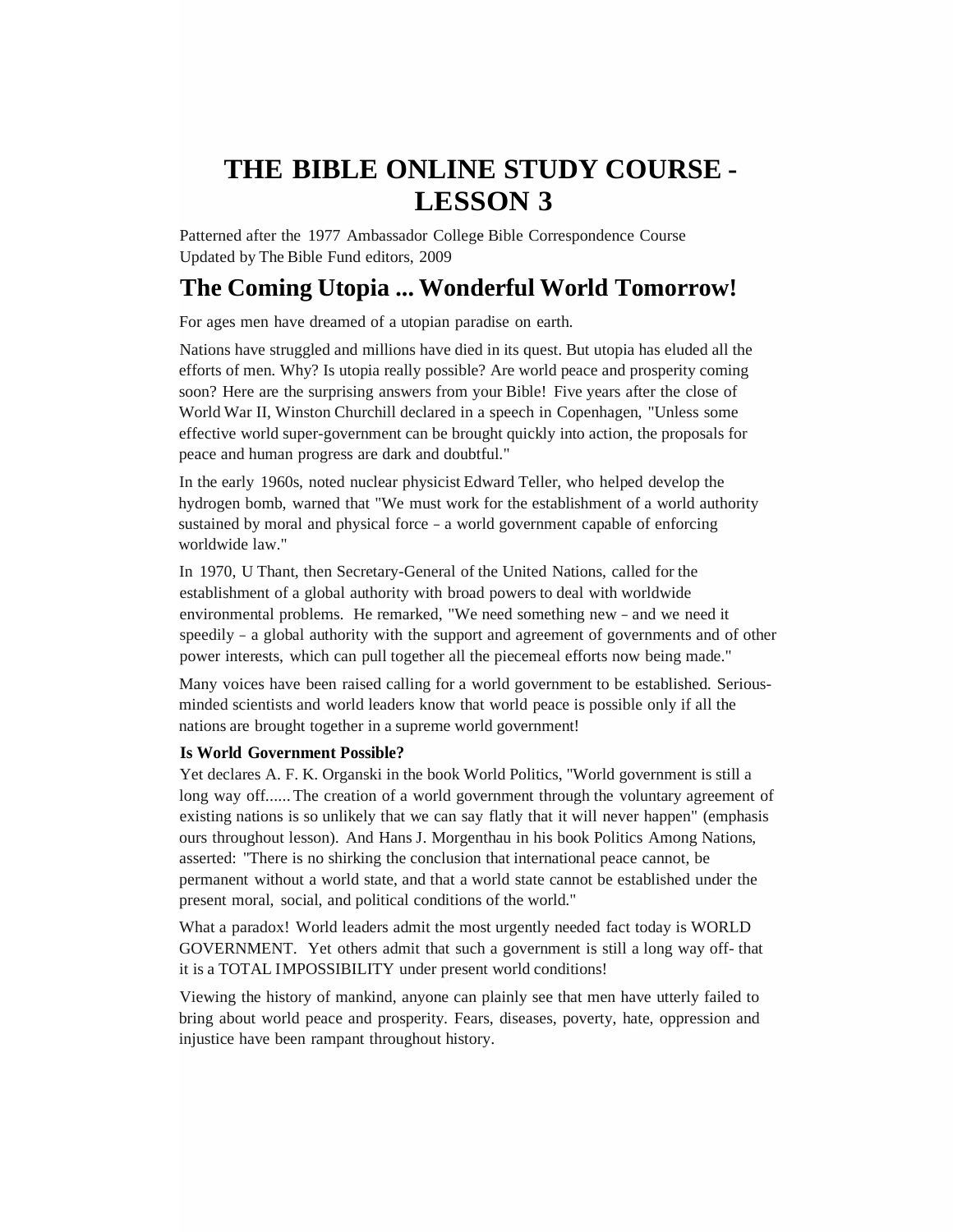# THE BIBLE ONLINE STUDY COURSE - LESSON 3

Patterned after the 1977 Ambassador College Bible Correspondence Course
Updated by The Bible Fund editors, 2009

## The Coming Utopia ... Wonderful World Tomorrow!

For ages men have dreamed of a utopian paradise on earth.

Nations have struggled and millions have died in its quest. But utopia has eluded all the efforts of men. Why? Is utopia really possible? Are world peace and prosperity coming soon? Here are the surprising answers from your Bible! Five years after the close of World War II, Winston Churchill declared in a speech in Copenhagen, "Unless some effective world super-government can be brought quickly into action, the proposals for peace and human progress are dark and doubtful."

In the early 1960s, noted nuclear physicist Edward Teller, who helped develop the hydrogen bomb, warned that "We must work for the establishment of a world authority sustained by moral and physical force - a world government capable of enforcing worldwide law."

In 1970, U Thant, then Secretary-General of the United Nations, called for the establishment of a global authority with broad powers to deal with worldwide environmental problems. He remarked, "We need something new - and we need it speedily - a global authority with the support and agreement of governments and of other power interests, which can pull together all the piecemeal efforts now being made."

Many voices have been raised calling for a world government to be established. Serious-minded scientists and world leaders know that world peace is possible only if all the nations are brought together in a supreme world government!

**Is World Government Possible?**

Yet declares A. F. K. Organski in the book World Politics, "World government is still a long way off...... The creation of a world government through the voluntary agreement of existing nations is so unlikely that we can say flatly that it will never happen" (emphasis ours throughout lesson). And Hans J. Morgenthau in his book Politics Among Nations, asserted: "There is no shirking the conclusion that international peace cannot, be permanent without a world state, and that a world state cannot be established under the present moral, social, and political conditions of the world."

What a paradox! World leaders admit the most urgently needed fact today is WORLD GOVERNMENT. Yet others admit that such a government is still a long way off- that it is a TOTAL IMPOSSIBILITY under present world conditions!

Viewing the history of mankind, anyone can plainly see that men have utterly failed to bring about world peace and prosperity. Fears, diseases, poverty, hate, oppression and injustice have been rampant throughout history.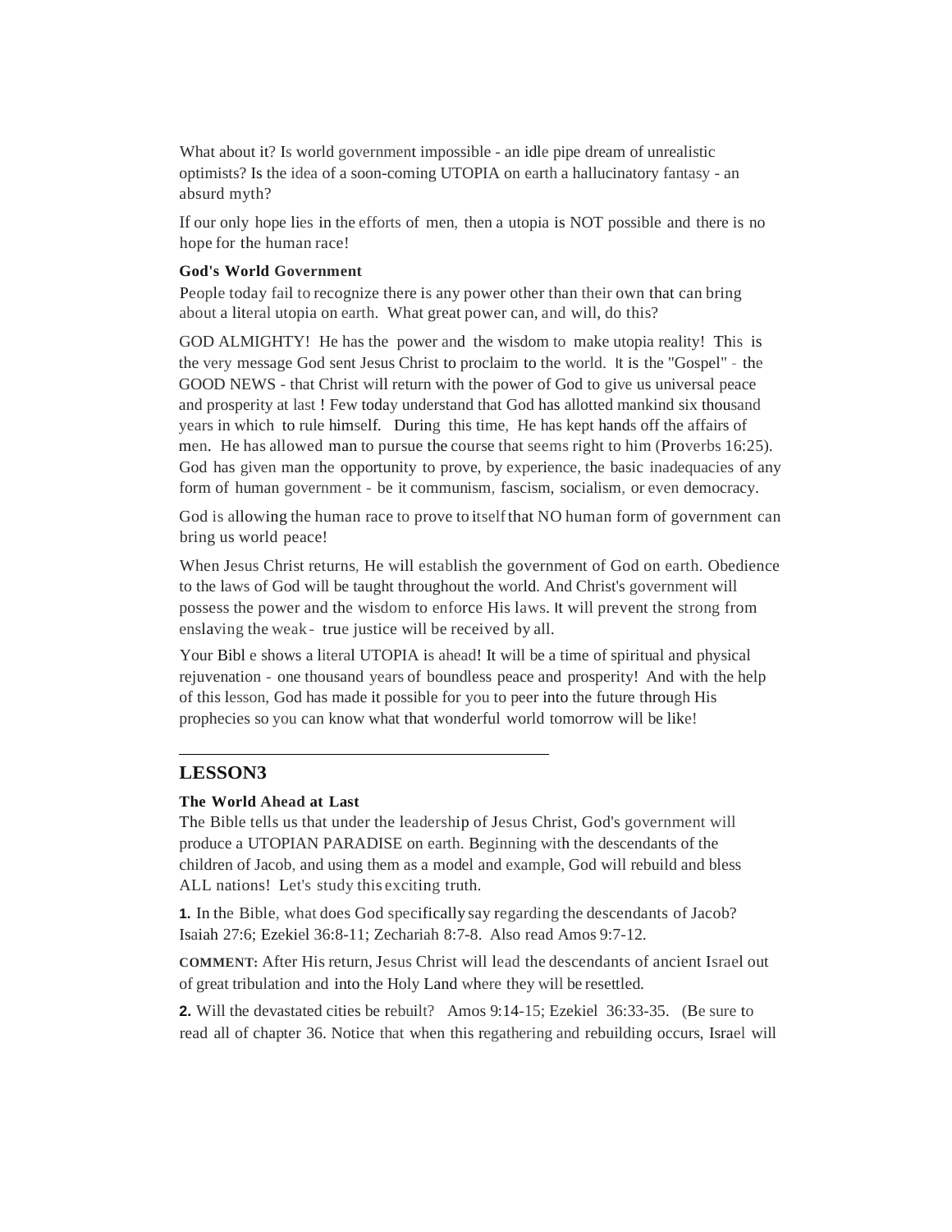What about it? Is world government impossible - an idle pipe dream of unrealistic optimists? Is the idea of a soon-coming UTOPIA on earth a hallucinatory fantasy - an absurd myth?

If our only hope lies in the efforts of men, then a utopia is NOT possible and there is no hope for the human race!

**God's World Government**

People today fail to recognize there is any power other than their own that can bring about a literal utopia on earth. What great power can, and will, do this?

GOD ALMIGHTY! He has the power and the wisdom to make utopia reality! This is the very message God sent Jesus Christ to proclaim to the world. It is the "Gospel" - the GOOD NEWS - that Christ will return with the power of God to give us universal peace and prosperity at last ! Few today understand that God has allotted mankind six thousand years in which to rule himself. During this time, He has kept hands off the affairs of men. He has allowed man to pursue the course that seems right to him (Proverbs 16:25). God has given man the opportunity to prove, by experience, the basic inadequacies of any form of human government - be it communism, fascism, socialism, or even democracy.

God is allowing the human race to prove to itself that NO human form of government can bring us world peace!

When Jesus Christ returns, He will establish the government of God on earth. Obedience to the laws of God will be taught throughout the world. And Christ's government will possess the power and the wisdom to enforce His laws. It will prevent the strong from enslaving the weak - true justice will be received by all.

Your Bibl e shows a literal UTOPIA is ahead! It will be a time of spiritual and physical rejuvenation - one thousand years of boundless peace and prosperity! And with the help of this lesson, God has made it possible for you to peer into the future through His prophecies so you can know what that wonderful world tomorrow will be like!

---

## LESSON3

**The World Ahead at Last**

The Bible tells us that under the leadership of Jesus Christ, God's government will produce a UTOPIAN PARADISE on earth. Beginning with the descendants of the children of Jacob, and using them as a model and example, God will rebuild and bless ALL nations! Let's study this exciting truth.

**1.** In the Bible, what does God specifically say regarding the descendants of Jacob? Isaiah 27:6; Ezekiel 36:8-11; Zechariah 8:7-8. Also read Amos 9:7-12.

**COMMENT:** After His return, Jesus Christ will lead the descendants of ancient Israel out of great tribulation and into the Holy Land where they will be resettled.

**2.** Will the devastated cities be rebuilt? Amos 9:14-15; Ezekiel 36:33-35. (Be sure to read all of chapter 36. Notice that when this regathering and rebuilding occurs, Israel will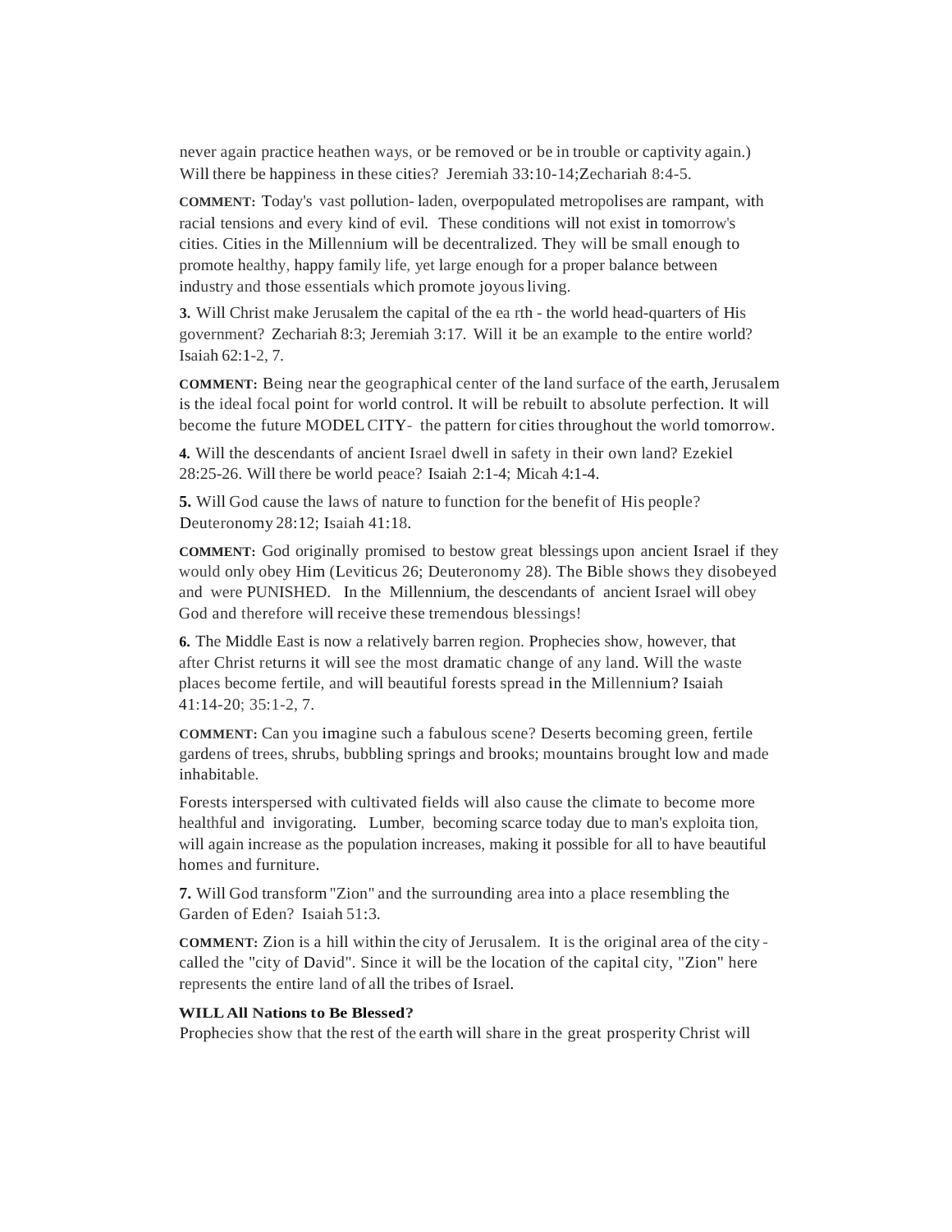never again practice heathen ways, or be removed or be in trouble or captivity again.) Will there be happiness in these cities? Jeremiah 33:10-14;Zechariah 8:4-5.

**COMMENT:** Today's vast pollution- laden, overpopulated metropolises are rampant, with racial tensions and every kind of evil. These conditions will not exist in tomorrow's cities. Cities in the Millennium will be decentralized. They will be small enough to promote healthy, happy family life, yet large enough for a proper balance between industry and those essentials which promote joyous living.

**3.** Will Christ make Jerusalem the capital of the ea rth - the world head-quarters of His government? Zechariah 8:3; Jeremiah 3:17. Will it be an example to the entire world? Isaiah 62:1-2, 7.

**COMMENT:** Being near the geographical center of the land surface of the earth, Jerusalem is the ideal focal point for world control. It will be rebuilt to absolute perfection. It will become the future MODEL CITY- the pattern for cities throughout the world tomorrow.

**4.** Will the descendants of ancient Israel dwell in safety in their own land? Ezekiel 28:25-26. Will there be world peace? Isaiah 2:1-4; Micah 4:1-4.

**5.** Will God cause the laws of nature to function for the benefit of His people? Deuteronomy 28:12; Isaiah 41:18.

**COMMENT:** God originally promised to bestow great blessings upon ancient Israel if they would only obey Him (Leviticus 26; Deuteronomy 28). The Bible shows they disobeyed and were PUNISHED. In the Millennium, the descendants of ancient Israel will obey God and therefore will receive these tremendous blessings!

**6.** The Middle East is now a relatively barren region. Prophecies show, however, that after Christ returns it will see the most dramatic change of any land. Will the waste places become fertile, and will beautiful forests spread in the Millennium? Isaiah 41:14-20; 35:1-2, 7.

**COMMENT:** Can you imagine such a fabulous scene? Deserts becoming green, fertile gardens of trees, shrubs, bubbling springs and brooks; mountains brought low and made inhabitable.

Forests interspersed with cultivated fields will also cause the climate to become more healthful and invigorating. Lumber, becoming scarce today due to man's exploita tion, will again increase as the population increases, making it possible for all to have beautiful homes and furniture.

**7.** Will God transform "Zion" and the surrounding area into a place resembling the Garden of Eden? Isaiah 51:3.

**COMMENT:** Zion is a hill within the city of Jerusalem. It is the original area of the city - called the "city of David". Since it will be the location of the capital city, "Zion" here represents the entire land of all the tribes of Israel.

**WILL All Nations to Be Blessed?**

Prophecies show that the rest of the earth will share in the great prosperity Christ will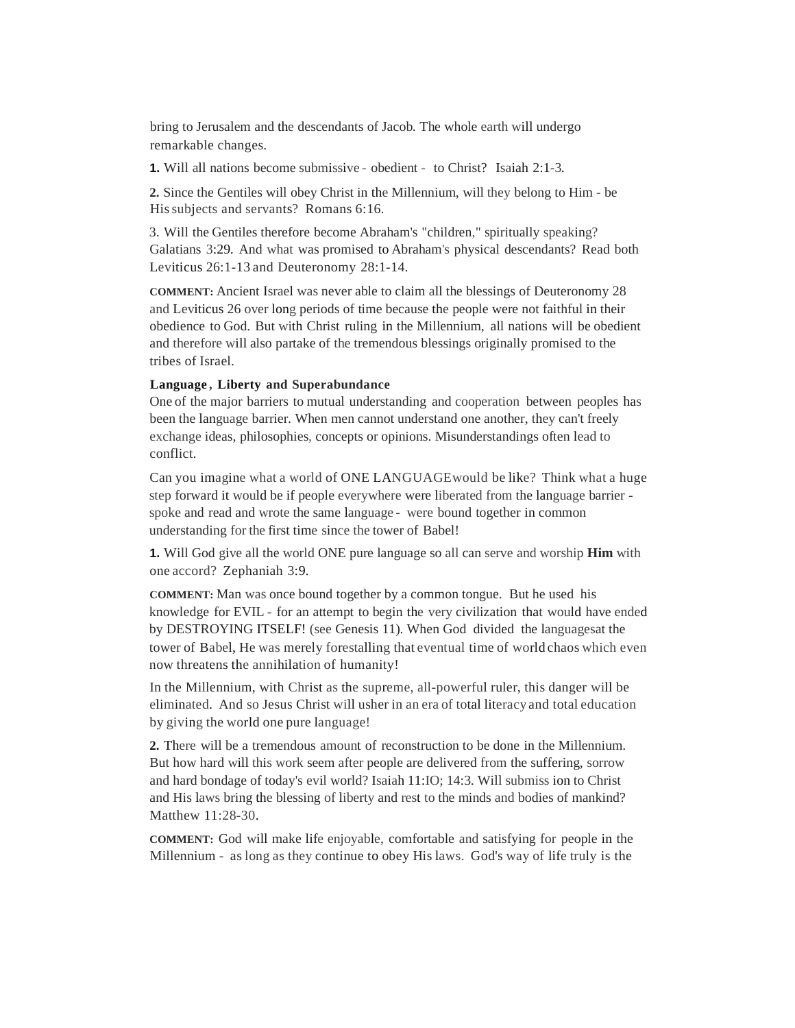bring to Jerusalem and the descendants of Jacob. The whole earth will undergo remarkable changes.

**1.** Will all nations become submissive - obedient - to Christ? Isaiah 2:1-3.

**2.** Since the Gentiles will obey Christ in the Millennium, will they belong to Him - be His subjects and servants? Romans 6:16.

3. Will the Gentiles therefore become Abraham's "children," spiritually speaking? Galatians 3:29. And what was promised to Abraham's physical descendants? Read both Leviticus 26:1-13 and Deuteronomy 28:1-14.

**COMMENT:** Ancient Israel was never able to claim all the blessings of Deuteronomy 28 and Leviticus 26 over long periods of time because the people were not faithful in their obedience to God. But with Christ ruling in the Millennium, all nations will be obedient and therefore will also partake of the tremendous blessings originally promised to the tribes of Israel.

**Language, Liberty and Superabundance**

One of the major barriers to mutual understanding and cooperation between peoples has been the language barrier. When men cannot understand one another, they can't freely exchange ideas, philosophies, concepts or opinions. Misunderstandings often lead to conflict.

Can you imagine what a world of ONE LANGUAGE would be like? Think what a huge step forward it would be if people everywhere were liberated from the language barrier - spoke and read and wrote the same language - were bound together in common understanding for the first time since the tower of Babel!

**1.** Will God give all the world ONE pure language so all can serve and worship **Him** with one accord? Zephaniah 3:9.

**COMMENT:** Man was once bound together by a common tongue. But he used his knowledge for EVIL - for an attempt to begin the very civilization that would have ended by DESTROYING ITSELF! (see Genesis 11). When God divided the languages at the tower of Babel, He was merely forestalling that eventual time of world chaos which even now threatens the annihilation of humanity!

In the Millennium, with Christ as the supreme, all-powerful ruler, this danger will be eliminated. And so Jesus Christ will usher in an era of total literacy and total education by giving the world one pure language!

**2.** There will be a tremendous amount of reconstruction to be done in the Millennium. But how hard will this work seem after people are delivered from the suffering, sorrow and hard bondage of today's evil world? Isaiah 11:IO; 14:3. Will submiss ion to Christ and His laws bring the blessing of liberty and rest to the minds and bodies of mankind? Matthew 11:28-30.

**COMMENT:** God will make life enjoyable, comfortable and satisfying for people in the Millennium - as long as they continue to obey His laws. God's way of life truly is the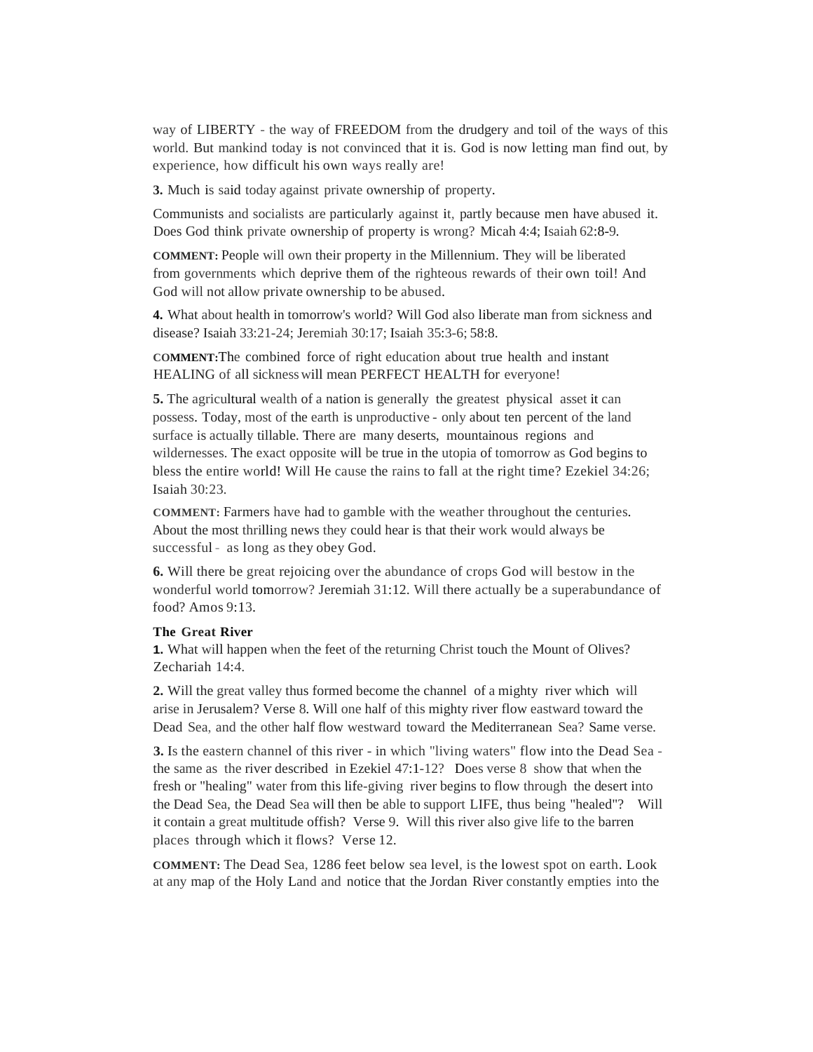way of LIBERTY - the way of FREEDOM from the drudgery and toil of the ways of this world. But mankind today is not convinced that it is. God is now letting man find out, by experience, how difficult his own ways really are!

**3.** Much is said today against private ownership of property.

Communists and socialists are particularly against it, partly because men have abused it. Does God think private ownership of property is wrong? Micah 4:4; Isaiah 62:8-9.

**COMMENT:** People will own their property in the Millennium. They will be liberated from governments which deprive them of the righteous rewards of their own toil! And God will not allow private ownership to be abused.

**4.** What about health in tomorrow's world? Will God also liberate man from sickness and disease? Isaiah 33:21-24; Jeremiah 30:17; Isaiah 35:3-6; 58:8.

**COMMENT:**The combined force of right education about true health and instant HEALING of all sickness will mean PERFECT HEALTH for everyone!

**5.** The agricultural wealth of a nation is generally the greatest physical asset it can possess. Today, most of the earth is unproductive - only about ten percent of the land surface is actually tillable. There are many deserts, mountainous regions and wildernesses. The exact opposite will be true in the utopia of tomorrow as God begins to bless the entire world! Will He cause the rains to fall at the right time? Ezekiel 34:26; Isaiah 30:23.

**COMMENT:** Farmers have had to gamble with the weather throughout the centuries. About the most thrilling news they could hear is that their work would always be successful - as long as they obey God.

**6.** Will there be great rejoicing over the abundance of crops God will bestow in the wonderful world tomorrow? Jeremiah 31:12. Will there actually be a superabundance of food? Amos 9:13.

**The Great River**

**1.** What will happen when the feet of the returning Christ touch the Mount of Olives? Zechariah 14:4.

**2.** Will the great valley thus formed become the channel of a mighty river which will arise in Jerusalem? Verse 8. Will one half of this mighty river flow eastward toward the Dead Sea, and the other half flow westward toward the Mediterranean Sea? Same verse.

**3.** Is the eastern channel of this river - in which "living waters" flow into the Dead Sea - the same as the river described in Ezekiel 47:1-12? Does verse 8 show that when the fresh or "healing" water from this life-giving river begins to flow through the desert into the Dead Sea, the Dead Sea will then be able to support LIFE, thus being "healed"? Will it contain a great multitude offish? Verse 9. Will this river also give life to the barren places through which it flows? Verse 12.

**COMMENT:** The Dead Sea, 1286 feet below sea level, is the lowest spot on earth. Look at any map of the Holy Land and notice that the Jordan River constantly empties into the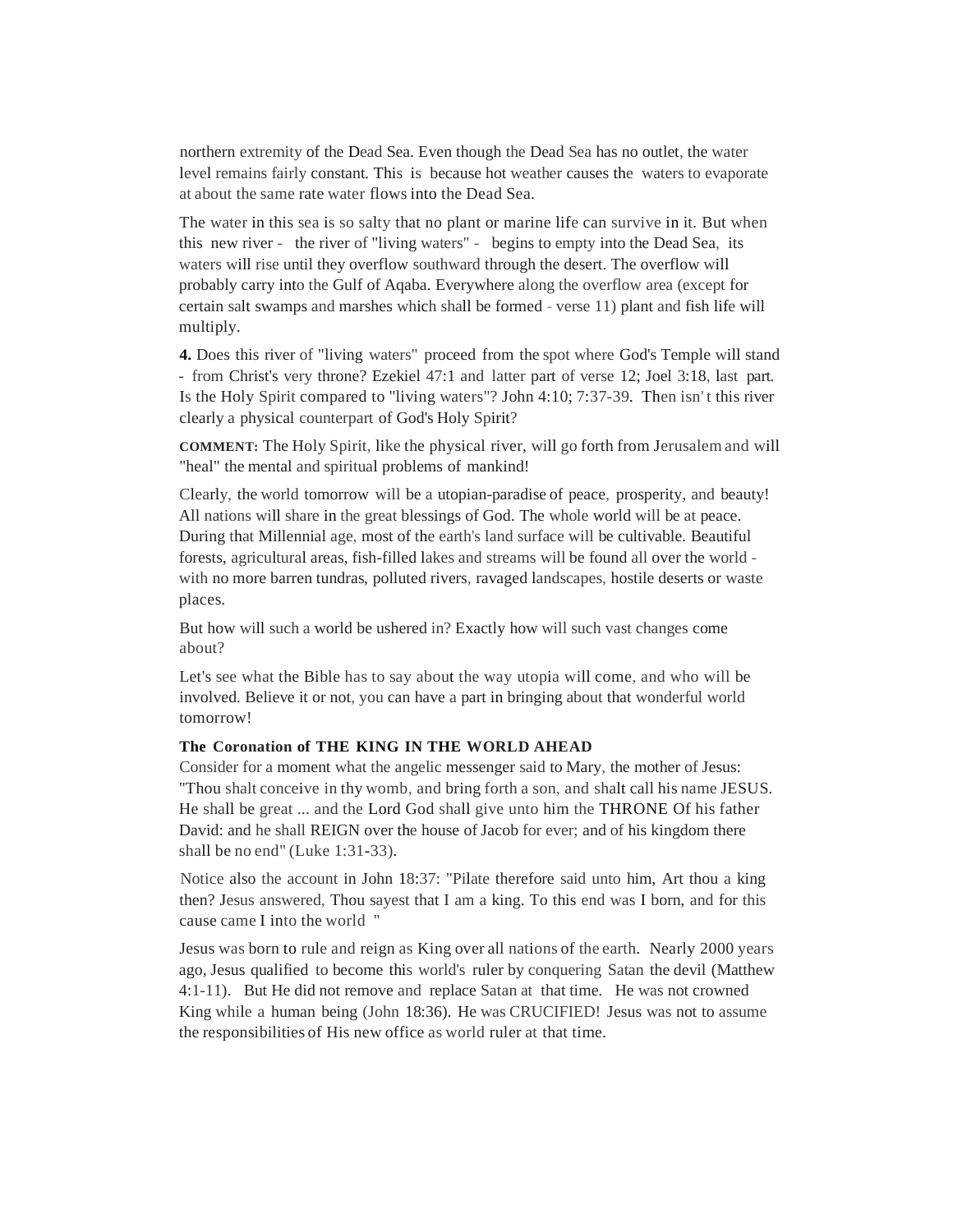northern extremity of the Dead Sea. Even though the Dead Sea has no outlet, the water level remains fairly constant. This is because hot weather causes the waters to evaporate at about the same rate water flows into the Dead Sea.

The water in this sea is so salty that no plant or marine life can survive in it. But when this new river - the river of "living waters" - begins to empty into the Dead Sea, its waters will rise until they overflow southward through the desert. The overflow will probably carry into the Gulf of Aqaba. Everywhere along the overflow area (except for certain salt swamps and marshes which shall be formed - verse 11) plant and fish life will multiply.

**4.** Does this river of "living waters" proceed from the spot where God's Temple will stand - from Christ's very throne? Ezekiel 47:1 and latter part of verse 12; Joel 3:18, last part. Is the Holy Spirit compared to "living waters"? John 4:10; 7:37-39. Then isn't this river clearly a physical counterpart of God's Holy Spirit?

**COMMENT:** The Holy Spirit, like the physical river, will go forth from Jerusalem and will "heal" the mental and spiritual problems of mankind!

Clearly, the world tomorrow will be a utopian-paradise of peace, prosperity, and beauty! All nations will share in the great blessings of God. The whole world will be at peace. During that Millennial age, most of the earth's land surface will be cultivable. Beautiful forests, agricultural areas, fish-filled lakes and streams will be found all over the world - with no more barren tundras, polluted rivers, ravaged landscapes, hostile deserts or waste places.

But how will such a world be ushered in? Exactly how will such vast changes come about?

Let's see what the Bible has to say about the way utopia will come, and who will be involved. Believe it or not, you can have a part in bringing about that wonderful world tomorrow!

### The Coronation of THE KING IN THE WORLD AHEAD

Consider for a moment what the angelic messenger said to Mary, the mother of Jesus: "Thou shalt conceive in thy womb, and bring forth a son, and shalt call his name JESUS. He shall be great ... and the Lord God shall give unto him the THRONE Of his father David: and he shall REIGN over the house of Jacob for ever; and of his kingdom there shall be no end" (Luke 1:31-33).

Notice also the account in John 18:37: "Pilate therefore said unto him, Art thou a king then? Jesus answered, Thou sayest that I am a king. To this end was I born, and for this cause came I into the world "

Jesus was born to rule and reign as King over all nations of the earth. Nearly 2000 years ago, Jesus qualified to become this world's ruler by conquering Satan the devil (Matthew 4:1-11). But He did not remove and replace Satan at that time. He was not crowned King while a human being (John 18:36). He was CRUCIFIED! Jesus was not to assume the responsibilities of His new office as world ruler at that time.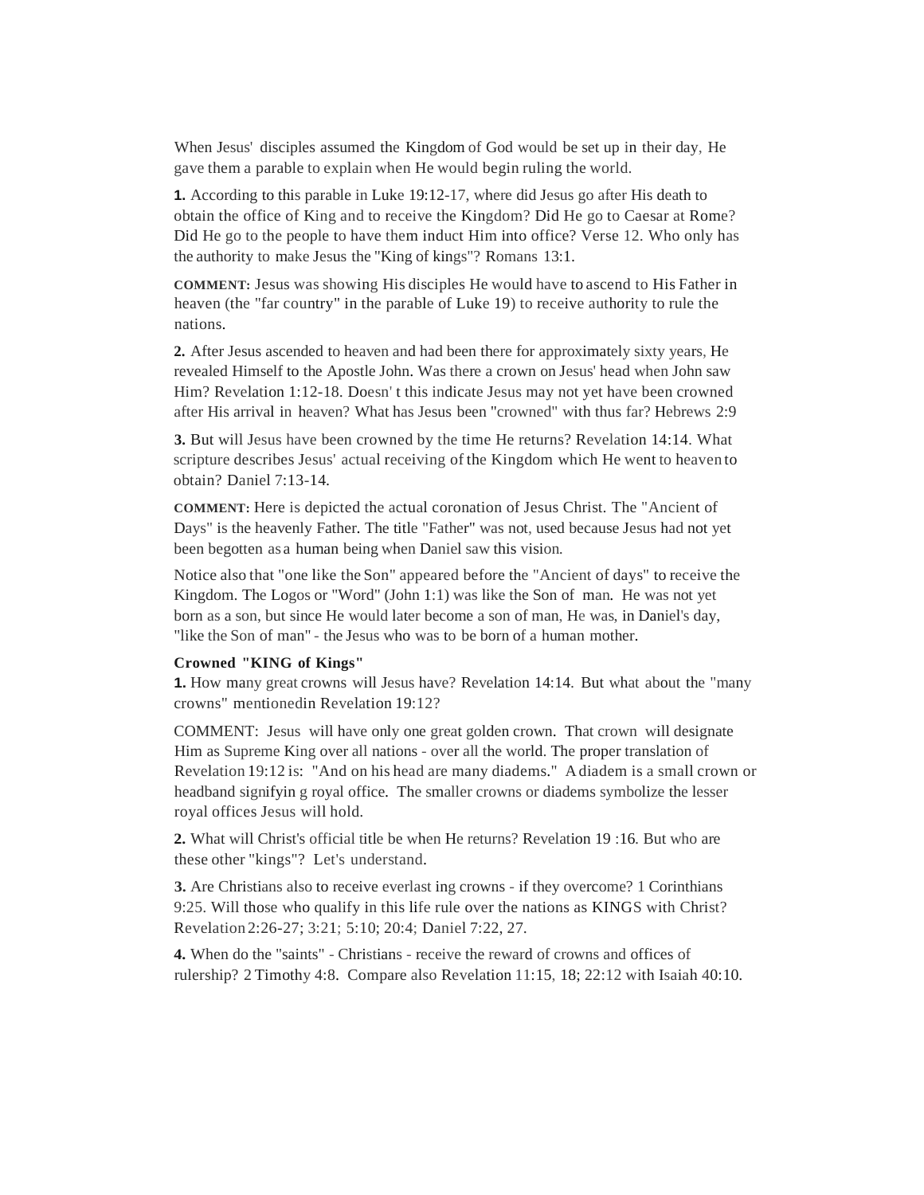When Jesus' disciples assumed the Kingdom of God would be set up in their day, He gave them a parable to explain when He would begin ruling the world.

**1.** According to this parable in Luke 19:12-17, where did Jesus go after His death to obtain the office of King and to receive the Kingdom? Did He go to Caesar at Rome? Did He go to the people to have them induct Him into office? Verse 12. Who only has the authority to make Jesus the "King of kings"? Romans 13:1.

**COMMENT:** Jesus was showing His disciples He would have to ascend to His Father in heaven (the "far country" in the parable of Luke 19) to receive authority to rule the nations.

**2.** After Jesus ascended to heaven and had been there for approximately sixty years, He revealed Himself to the Apostle John. Was there a crown on Jesus' head when John saw Him? Revelation 1:12-18. Doesn' t this indicate Jesus may not yet have been crowned after His arrival in heaven? What has Jesus been "crowned" with thus far? Hebrews 2:9

**3.** But will Jesus have been crowned by the time He returns? Revelation 14:14. What scripture describes Jesus' actual receiving of the Kingdom which He went to heaven to obtain? Daniel 7:13-14.

**COMMENT:** Here is depicted the actual coronation of Jesus Christ. The "Ancient of Days" is the heavenly Father. The title "Father" was not, used because Jesus had not yet been begotten as a human being when Daniel saw this vision.

Notice also that "one like the Son" appeared before the "Ancient of days" to receive the Kingdom. The Logos or "Word" (John 1:1) was like the Son of man. He was not yet born as a son, but since He would later become a son of man, He was, in Daniel's day, "like the Son of man" - the Jesus who was to be born of a human mother.

**Crowned "KING of Kings"**

**1.** How many great crowns will Jesus have? Revelation 14:14. But what about the "many crowns" mentionedin Revelation 19:12?

COMMENT: Jesus will have only one great golden crown. That crown will designate Him as Supreme King over all nations - over all the world. The proper translation of Revelation 19:12 is: "And on his head are many diadems." A diadem is a small crown or headband signifyin g royal office. The smaller crowns or diadems symbolize the lesser royal offices Jesus will hold.

**2.** What will Christ's official title be when He returns? Revelation 19 :16. But who are these other "kings"? Let's understand.

**3.** Are Christians also to receive everlast ing crowns - if they overcome? 1 Corinthians 9:25. Will those who qualify in this life rule over the nations as KINGS with Christ? Revelation 2:26-27; 3:21; 5:10; 20:4; Daniel 7:22, 27.

**4.** When do the "saints" - Christians - receive the reward of crowns and offices of rulership? 2 Timothy 4:8. Compare also Revelation 11:15, 18; 22:12 with Isaiah 40:10.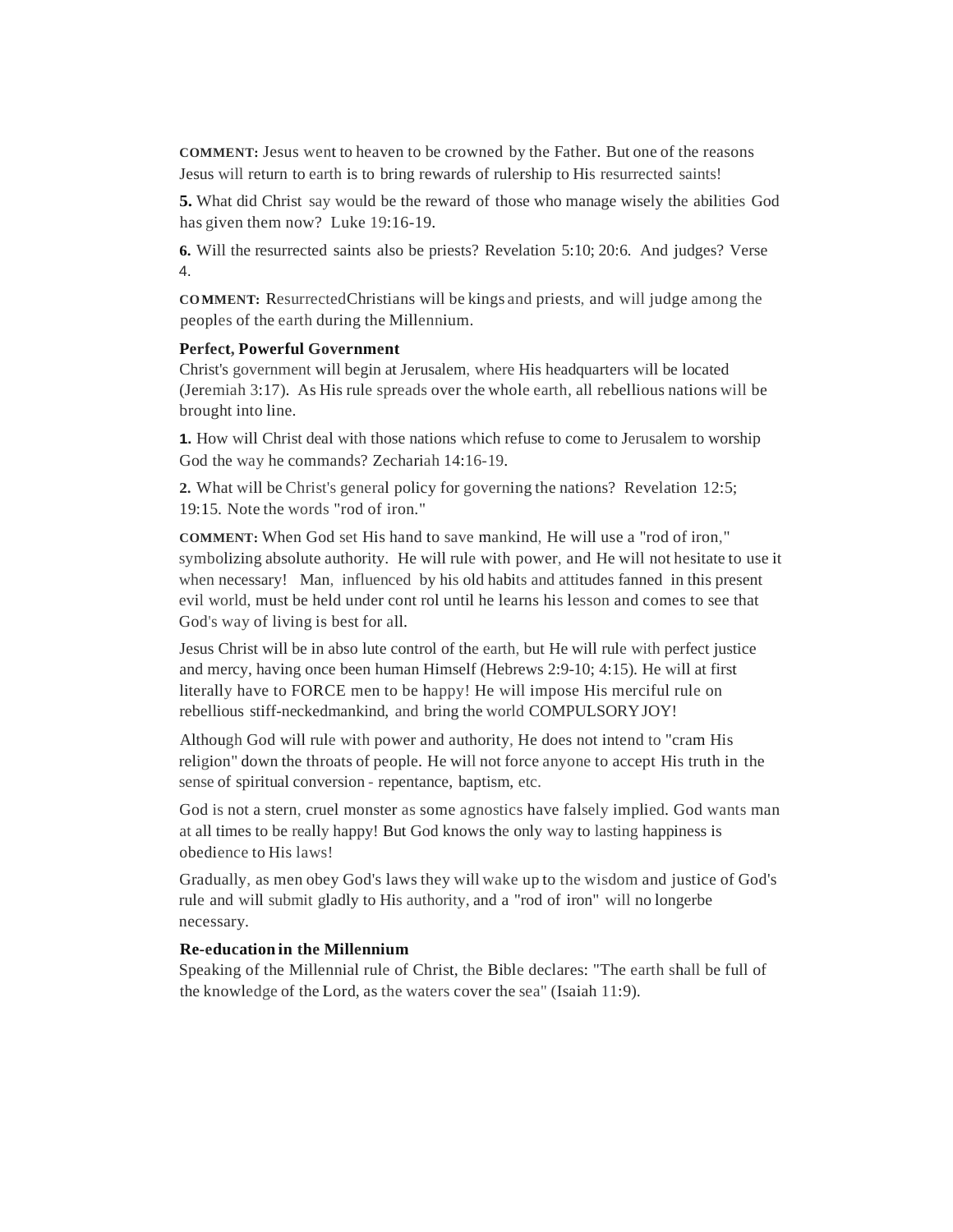**COMMENT:** Jesus went to heaven to be crowned by the Father. But one of the reasons Jesus will return to earth is to bring rewards of rulership to His resurrected saints!

**5.** What did Christ say would be the reward of those who manage wisely the abilities God has given them now? Luke 19:16-19.

**6.** Will the resurrected saints also be priests? Revelation 5:10; 20:6. And judges? Verse 4.

**COMMENT:** ResurrectedChristians will be kings and priests, and will judge among the peoples of the earth during the Millennium.

### Perfect, Powerful Government

Christ's government will begin at Jerusalem, where His headquarters will be located (Jeremiah 3:17). As His rule spreads over the whole earth, all rebellious nations will be brought into line.

**1.** How will Christ deal with those nations which refuse to come to Jerusalem to worship God the way he commands? Zechariah 14:16-19.

**2.** What will be Christ's general policy for governing the nations? Revelation 12:5; 19:15. Note the words "rod of iron."

**COMMENT:** When God set His hand to save mankind, He will use a "rod of iron," symbolizing absolute authority. He will rule with power, and He will not hesitate to use it when necessary! Man, influenced by his old habits and attitudes fanned in this present evil world, must be held under cont rol until he learns his lesson and comes to see that God's way of living is best for all.

Jesus Christ will be in abso lute control of the earth, but He will rule with perfect justice and mercy, having once been human Himself (Hebrews 2:9-10; 4:15). He will at first literally have to FORCE men to be happy! He will impose His merciful rule on rebellious stiff-neckedmankind, and bring the world COMPULSORY JOY!

Although God will rule with power and authority, He does not intend to "cram His religion" down the throats of people. He will not force anyone to accept His truth in the sense of spiritual conversion - repentance, baptism, etc.

God is not a stern, cruel monster as some agnostics have falsely implied. God wants man at all times to be really happy! But God knows the only way to lasting happiness is obedience to His laws!

Gradually, as men obey God's laws they will wake up to the wisdom and justice of God's rule and will submit gladly to His authority, and a "rod of iron" will no longerbe necessary.

### Re-education in the Millennium

Speaking of the Millennial rule of Christ, the Bible declares: "The earth shall be full of the knowledge of the Lord, as the waters cover the sea" (Isaiah 11:9).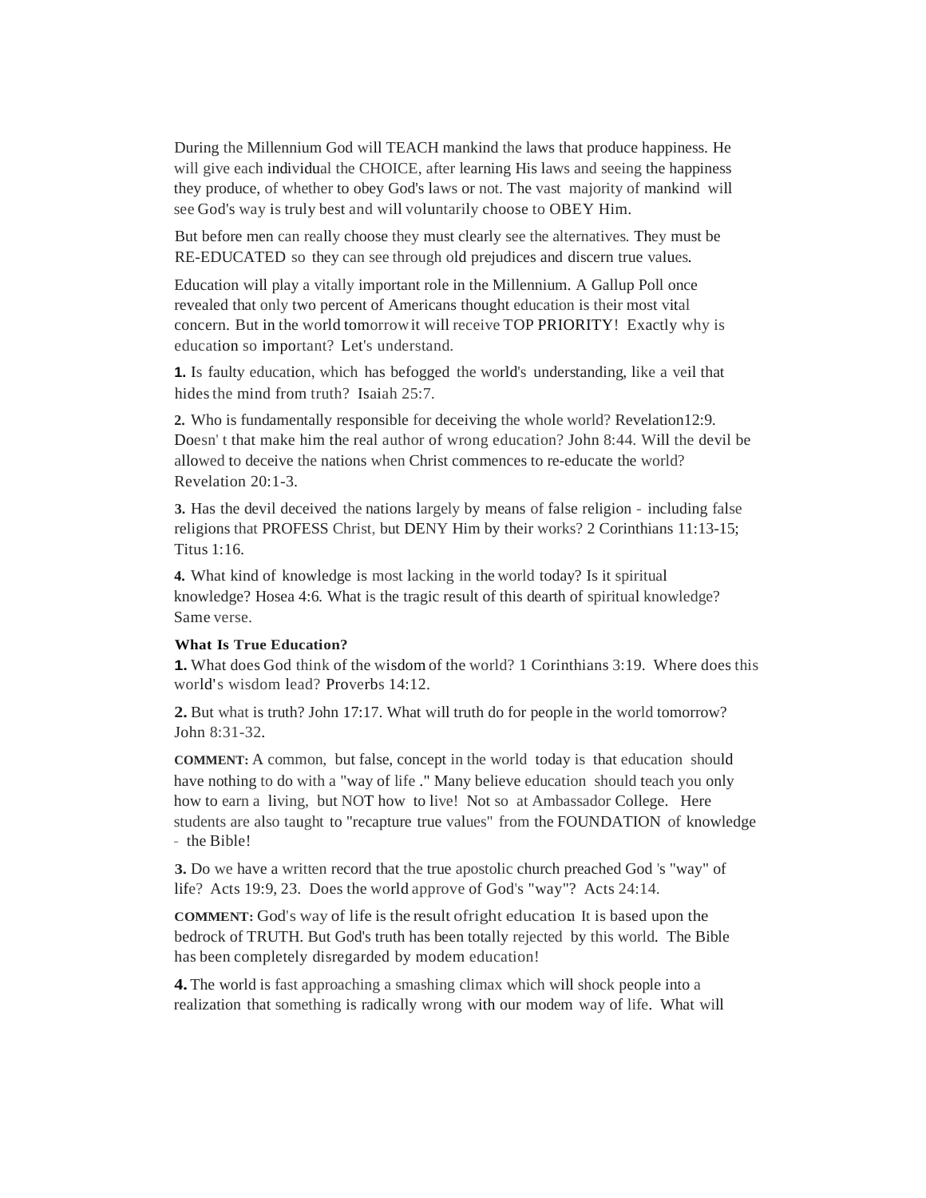During the Millennium God will TEACH mankind the laws that produce happiness. He will give each individual the CHOICE, after learning His laws and seeing the happiness they produce, of whether to obey God's laws or not. The vast majority of mankind will see God's way is truly best and will voluntarily choose to OBEY Him.

But before men can really choose they must clearly see the alternatives. They must be RE-EDUCATED so they can see through old prejudices and discern true values.

Education will play a vitally important role in the Millennium. A Gallup Poll once revealed that only two percent of Americans thought education is their most vital concern. But in the world tomorrow it will receive TOP PRIORITY! Exactly why is education so important? Let's understand.

**1.** Is faulty education, which has befogged the world's understanding, like a veil that hides the mind from truth? Isaiah 25:7.

**2.** Who is fundamentally responsible for deceiving the whole world? Revelation12:9. Doesn' t that make him the real author of wrong education? John 8:44. Will the devil be allowed to deceive the nations when Christ commences to re-educate the world? Revelation 20:1-3.

**3.** Has the devil deceived the nations largely by means of false religion - including false religions that PROFESS Christ, but DENY Him by their works? 2 Corinthians 11:13-15; Titus 1:16.

**4.** What kind of knowledge is most lacking in the world today? Is it spiritual knowledge? Hosea 4:6. What is the tragic result of this dearth of spiritual knowledge? Same verse.

**What Is True Education?**

**1.** What does God think of the wisdom of the world? 1 Corinthians 3:19. Where does this world's wisdom lead? Proverbs 14:12.

**2.** But what is truth? John 17:17. What will truth do for people in the world tomorrow? John 8:31-32.

**COMMENT:** A common, but false, concept in the world today is that education should have nothing to do with a "way of life ." Many believe education should teach you only how to earn a living, but NOT how to live! Not so at Ambassador College. Here students are also taught to "recapture true values" from the FOUNDATION of knowledge - the Bible!

**3.** Do we have a written record that the true apostolic church preached God 's "way" of life? Acts 19:9, 23. Does the world approve of God's "way"? Acts 24:14.

**COMMENT:** God's way of life is the result ofright education. It is based upon the bedrock of TRUTH. But God's truth has been totally rejected by this world. The Bible has been completely disregarded by modem education!

**4.** The world is fast approaching a smashing climax which will shock people into a realization that something is radically wrong with our modem way of life. What will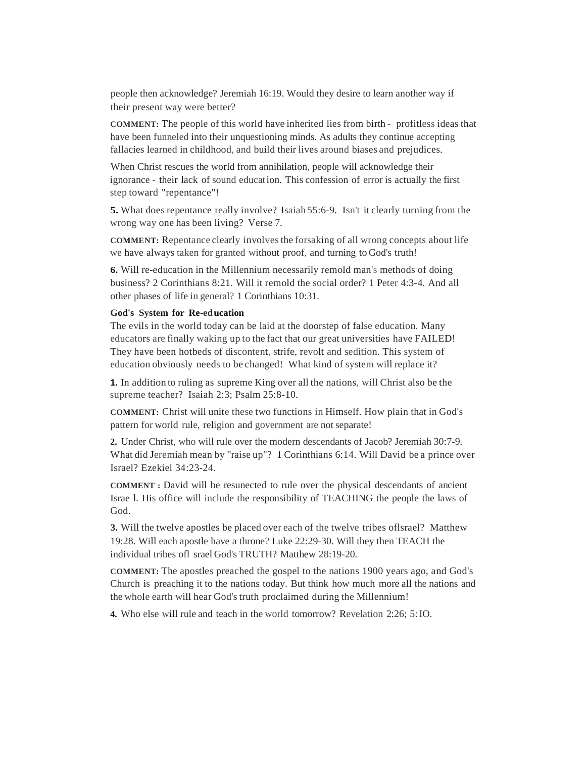people then acknowledge? Jeremiah 16:19. Would they desire to learn another way if their present way were better?

**COMMENT:** The people of this world have inherited lies from birth - profitless ideas that have been funneled into their unquestioning minds. As adults they continue accepting fallacies learned in childhood, and build their lives around biases and prejudices.

When Christ rescues the world from annihilation, people will acknowledge their ignorance - their lack of sound education. This confession of error is actually the first step toward "repentance"!

**5.** What does repentance really involve? Isaiah 55:6-9. Isn't it clearly turning from the wrong way one has been living? Verse 7.

**COMMENT:** Repentance clearly involves the forsaking of all wrong concepts about life we have always taken for granted without proof, and turning to God's truth!

**6.** Will re-education in the Millennium necessarily remold man's methods of doing business? 2 Corinthians 8:21. Will it remold the social order? 1 Peter 4:3-4. And all other phases of life in general? 1 Corinthians 10:31.

**God's System for Re-education**

The evils in the world today can be laid at the doorstep of false education. Many educators are finally waking up to the fact that our great universities have FAILED! They have been hotbeds of discontent, strife, revolt and sedition. This system of education obviously needs to be changed! What kind of system will replace it?

**1.** In addition to ruling as supreme King over all the nations, will Christ also be the supreme teacher? Isaiah 2:3; Psalm 25:8-10.

**COMMENT:** Christ will unite these two functions in Himself. How plain that in God's pattern for world rule, religion and government are not separate!

**2.** Under Christ, who will rule over the modern descendants of Jacob? Jeremiah 30:7-9. What did Jeremiah mean by "raise up"? 1 Corinthians 6:14. Will David be a prince over Israel? Ezekiel 34:23-24.

**COMMENT :** David will be resunected to rule over the physical descendants of ancient Israe l. His office will include the responsibility of TEACHING the people the laws of God.

**3.** Will the twelve apostles be placed over each of the twelve tribes oflsrael? Matthew 19:28. Will each apostle have a throne? Luke 22:29-30. Will they then TEACH the individual tribes ofl srael God's TRUTH? Matthew 28:19-20.

**COMMENT:** The apostles preached the gospel to the nations 1900 years ago, and God's Church is preaching it to the nations today. But think how much more all the nations and the whole earth will hear God's truth proclaimed during the Millennium!

**4.** Who else will rule and teach in the world tomorrow? Revelation 2:26; 5:IO.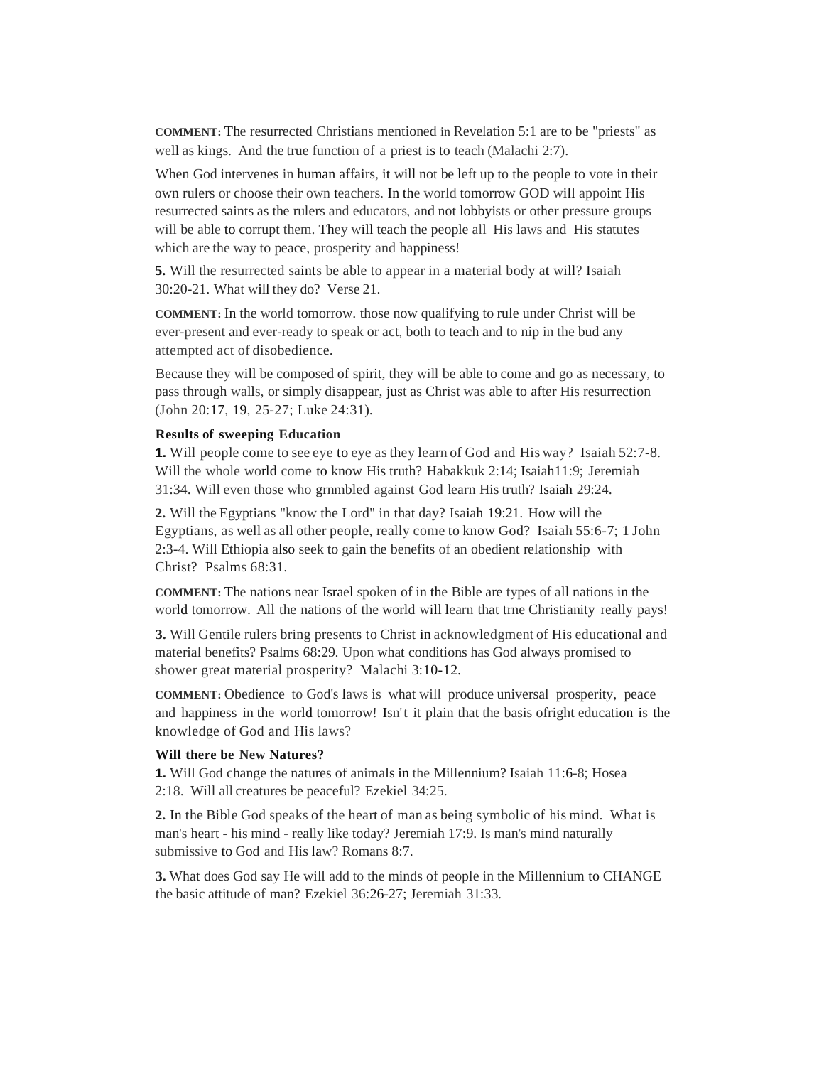**COMMENT:** The resurrected Christians mentioned in Revelation 5:1 are to be "priests" as well as kings. And the true function of a priest is to teach (Malachi 2:7).

When God intervenes in human affairs, it will not be left up to the people to vote in their own rulers or choose their own teachers. In the world tomorrow GOD will appoint His resurrected saints as the rulers and educators, and not lobbyists or other pressure groups will be able to corrupt them. They will teach the people all His laws and His statutes which are the way to peace, prosperity and happiness!

**5.** Will the resurrected saints be able to appear in a material body at will? Isaiah 30:20-21. What will they do? Verse 21.

**COMMENT:** In the world tomorrow. those now qualifying to rule under Christ will be ever-present and ever-ready to speak or act, both to teach and to nip in the bud any attempted act of disobedience.

Because they will be composed of spirit, they will be able to come and go as necessary, to pass through walls, or simply disappear, just as Christ was able to after His resurrection (John 20:17, 19, 25-27; Luke 24:31).

### Results of sweeping Education

**1.** Will people come to see eye to eye as they learn of God and His way? Isaiah 52:7-8. Will the whole world come to know His truth? Habakkuk 2:14; Isaiah11:9; Jeremiah 31:34. Will even those who grnmbled against God learn His truth? Isaiah 29:24.

**2.** Will the Egyptians "know the Lord" in that day? Isaiah 19:21. How will the Egyptians, as well as all other people, really come to know God? Isaiah 55:6-7; 1 John 2:3-4. Will Ethiopia also seek to gain the benefits of an obedient relationship with Christ? Psalms 68:31.

**COMMENT:** The nations near Israel spoken of in the Bible are types of all nations in the world tomorrow. All the nations of the world will learn that trne Christianity really pays!

**3.** Will Gentile rulers bring presents to Christ in acknowledgment of His educational and material benefits? Psalms 68:29. Upon what conditions has God always promised to shower great material prosperity? Malachi 3:10-12.

**COMMENT:** Obedience to God's laws is what will produce universal prosperity, peace and happiness in the world tomorrow! Isn't it plain that the basis ofright education is the knowledge of God and His laws?

### Will there be New Natures?

**1.** Will God change the natures of animals in the Millennium? Isaiah 11:6-8; Hosea 2:18. Will all creatures be peaceful? Ezekiel 34:25.

**2.** In the Bible God speaks of the heart of man as being symbolic of his mind. What is man's heart - his mind - really like today? Jeremiah 17:9. Is man's mind naturally submissive to God and His law? Romans 8:7.

**3.** What does God say He will add to the minds of people in the Millennium to CHANGE the basic attitude of man? Ezekiel 36:26-27; Jeremiah 31:33.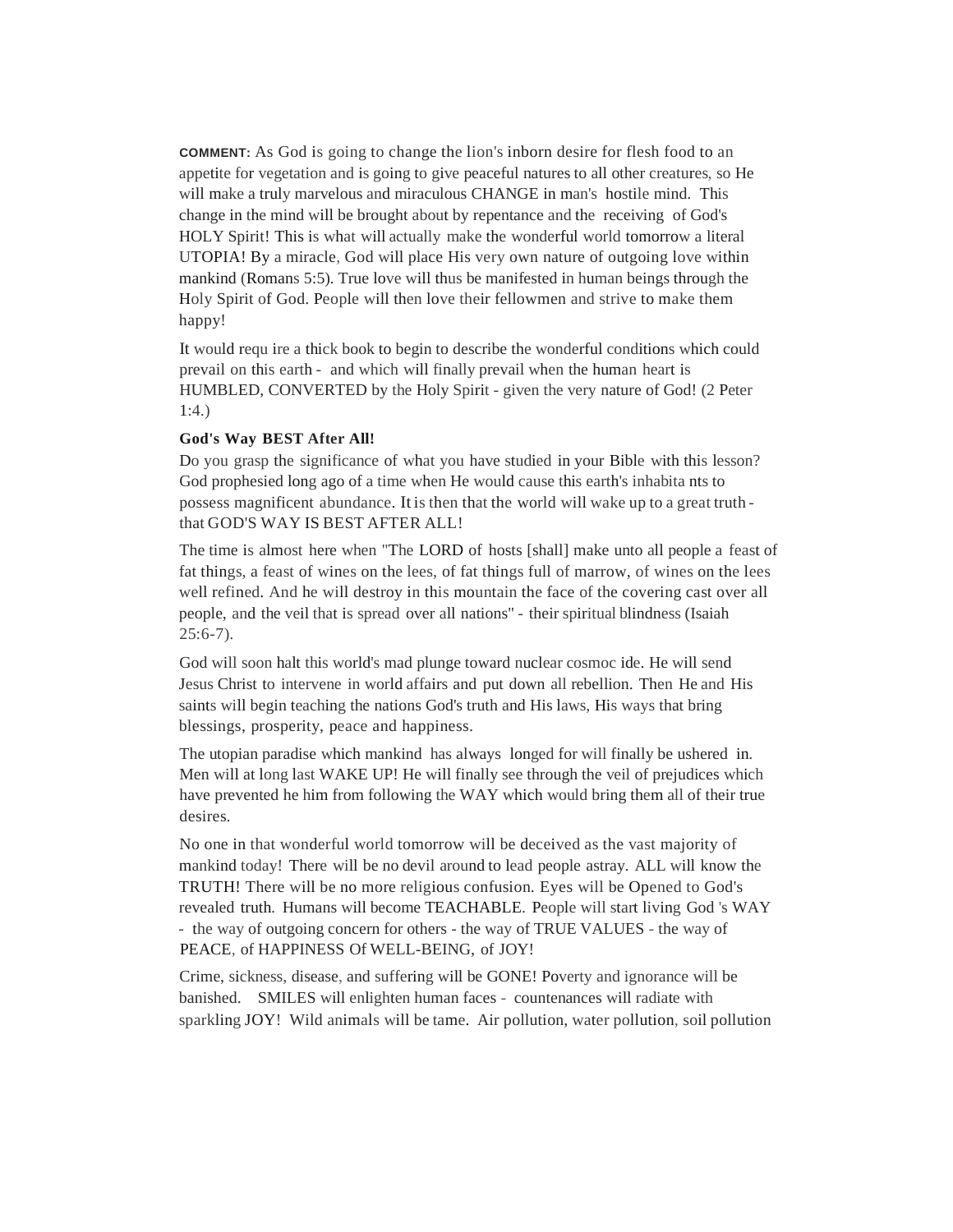**COMMENT:** As God is going to change the lion's inborn desire for flesh food to an appetite for vegetation and is going to give peaceful natures to all other creatures, so He will make a truly marvelous and miraculous CHANGE in man's hostile mind. This change in the mind will be brought about by repentance and the receiving of God's HOLY Spirit! This is what will actually make the wonderful world tomorrow a literal UTOPIA! By a miracle, God will place His very own nature of outgoing love within mankind (Romans 5:5). True love will thus be manifested in human beings through the Holy Spirit of God. People will then love their fellowmen and strive to make them happy!

It would requ ire a thick book to begin to describe the wonderful conditions which could prevail on this earth - and which will finally prevail when the human heart is HUMBLED, CONVERTED by the Holy Spirit - given the very nature of God! (2 Peter 1:4.)

**God's Way BEST After All!**

Do you grasp the significance of what you have studied in your Bible with this lesson? God prophesied long ago of a time when He would cause this earth's inhabita nts to possess magnificent abundance. It is then that the world will wake up to a great truth - that GOD'S WAY IS BEST AFTER ALL!

The time is almost here when "The LORD of hosts [shall] make unto all people a feast of fat things, a feast of wines on the lees, of fat things full of marrow, of wines on the lees well refined. And he will destroy in this mountain the face of the covering cast over all people, and the veil that is spread over all nations" - their spiritual blindness (Isaiah 25:6-7).

God will soon halt this world's mad plunge toward nuclear cosmoc ide. He will send Jesus Christ to intervene in world affairs and put down all rebellion. Then He and His saints will begin teaching the nations God's truth and His laws, His ways that bring blessings, prosperity, peace and happiness.

The utopian paradise which mankind has always longed for will finally be ushered in. Men will at long last WAKE UP! He will finally see through the veil of prejudices which have prevented he him from following the WAY which would bring them all of their true desires.

No one in that wonderful world tomorrow will be deceived as the vast majority of mankind today! There will be no devil around to lead people astray. ALL will know the TRUTH! There will be no more religious confusion. Eyes will be Opened to God's revealed truth. Humans will become TEACHABLE. People will start living God 's WAY - the way of outgoing concern for others - the way of TRUE VALUES - the way of PEACE, of HAPPINESS Of WELL-BEING, of JOY!

Crime, sickness, disease, and suffering will be GONE! Poverty and ignorance will be banished. SMILES will enlighten human faces - countenances will radiate with sparkling JOY! Wild animals will be tame. Air pollution, water pollution, soil pollution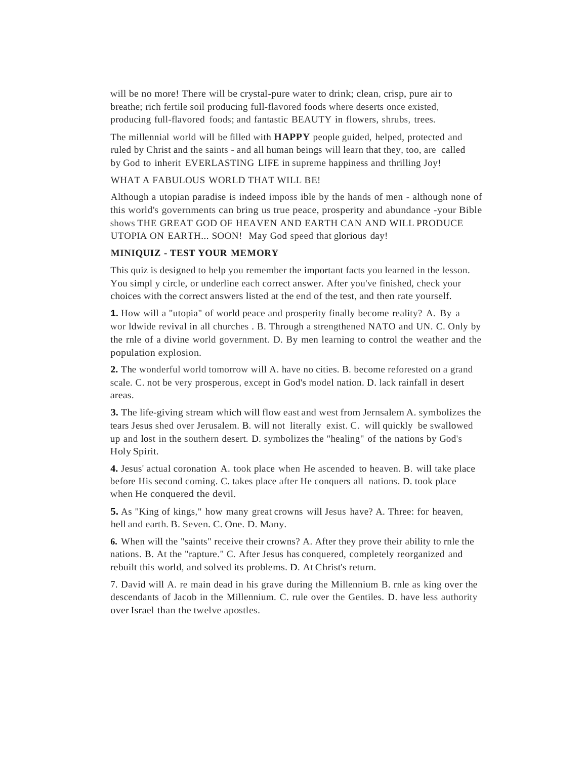will be no more! There will be crystal-pure water to drink; clean, crisp, pure air to breathe; rich fertile soil producing full-flavored foods where deserts once existed, producing full-flavored foods; and fantastic BEAUTY in flowers, shrubs, trees.

The millennial world will be filled with **HAPPY** people guided, helped, protected and ruled by Christ and the saints - and all human beings will learn that they, too, are called by God to inherit EVERLASTING LIFE in supreme happiness and thrilling Joy!

WHAT A FABULOUS WORLD THAT WILL BE!

Although a utopian paradise is indeed imposs ible by the hands of men - although none of this world's governments can bring us true peace, prosperity and abundance -your Bible shows THE GREAT GOD OF HEAVEN AND EARTH CAN AND WILL PRODUCE UTOPIA ON EARTH... SOON! May God speed that glorious day!

**MINIQUIZ - TEST YOUR MEMORY**

This quiz is designed to help you remember the important facts you learned in the lesson. You simpl y circle, or underline each correct answer. After you've finished, check your choices with the correct answers listed at the end of the test, and then rate yourself.

**1.** How will a "utopia" of world peace and prosperity finally become reality? A. By a wor ldwide revival in all churches . B. Through a strengthened NATO and UN. C. Only by the rnle of a divine world government. D. By men learning to control the weather and the population explosion.

**2.** The wonderful world tomorrow will A. have no cities. B. become reforested on a grand scale. C. not be very prosperous, except in God's model nation. D. lack rainfall in desert areas.

**3.** The life-giving stream which will flow east and west from Jernsalem A. symbolizes the tears Jesus shed over Jerusalem. B. will not literally exist. C. will quickly be swallowed up and lost in the southern desert. D. symbolizes the "healing" of the nations by God's Holy Spirit.

**4.** Jesus' actual coronation A. took place when He ascended to heaven. B. will take place before His second coming. C. takes place after He conquers all nations. D. took place when He conquered the devil.

**5.** As "King of kings," how many great crowns will Jesus have? A. Three: for heaven, hell and earth. B. Seven. C. One. D. Many.

**6.** When will the "saints" receive their crowns? A. After they prove their ability to rnle the nations. B. At the "rapture." C. After Jesus has conquered, completely reorganized and rebuilt this world, and solved its problems. D. At Christ's return.

7. David will A. re main dead in his grave during the Millennium B. rnle as king over the descendants of Jacob in the Millennium. C. rule over the Gentiles. D. have less authority over Israel than the twelve apostles.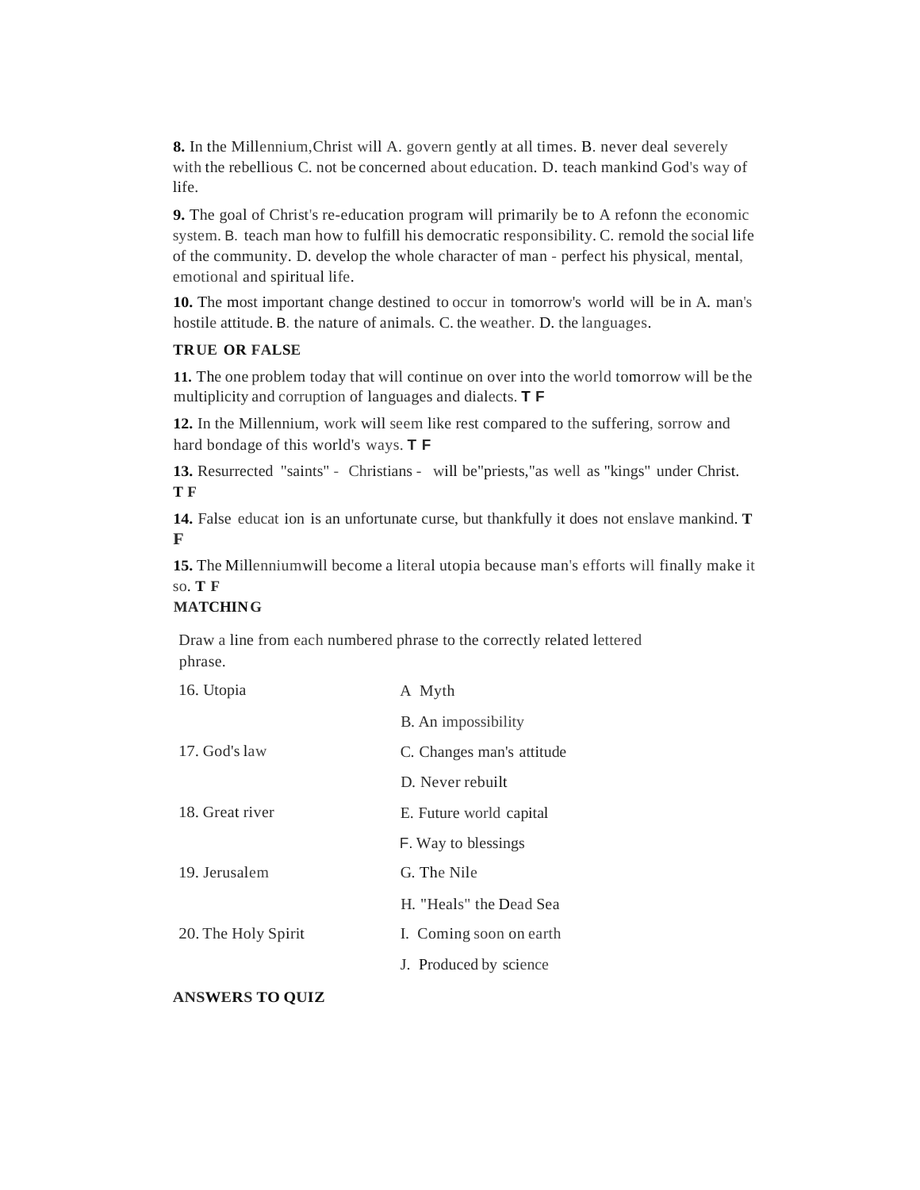**8.** In the Millennium,Christ will A. govern gently at all times. B. never deal severely with the rebellious C. not be concerned about education. D. teach mankind God's way of life.

**9.** The goal of Christ's re-education program will primarily be to A refonn the economic system. B. teach man how to fulfill his democratic responsibility. C. remold the social life of the community. D. develop the whole character of man - perfect his physical, mental, emotional and spiritual life.

**10.** The most important change destined to occur in tomorrow's world will be in A. man's hostile attitude. B. the nature of animals. C. the weather. D. the languages.

**TRUE OR FALSE**

**11.** The one problem today that will continue on over into the world tomorrow will be the multiplicity and corruption of languages and dialects. **T F**

**12.** In the Millennium, work will seem like rest compared to the suffering, sorrow and hard bondage of this world's ways. **T F**

**13.** Resurrected "saints" - Christians - will be"priests,"as well as "kings" under Christ. **T F**

**14.** False educat ion is an unfortunate curse, but thankfully it does not enslave mankind. **T F**

**15.** The Millenniumwill become a literal utopia because man's efforts will finally make it so. **T F**

**MATCHING**

Draw a line from each numbered phrase to the correctly related lettered phrase.

| | |
|---|---|
| 16. Utopia | A Myth |
| | B. An impossibility |
| 17. God's law | C. Changes man's attitude |
| | D. Never rebuilt |
| 18. Great river | E. Future world capital |
| | F. Way to blessings |
| 19. Jerusalem | G. The Nile |
| | H. "Heals" the Dead Sea |
| 20. The Holy Spirit | I. Coming soon on earth |
| | J. Produced by science |

**ANSWERS TO QUIZ**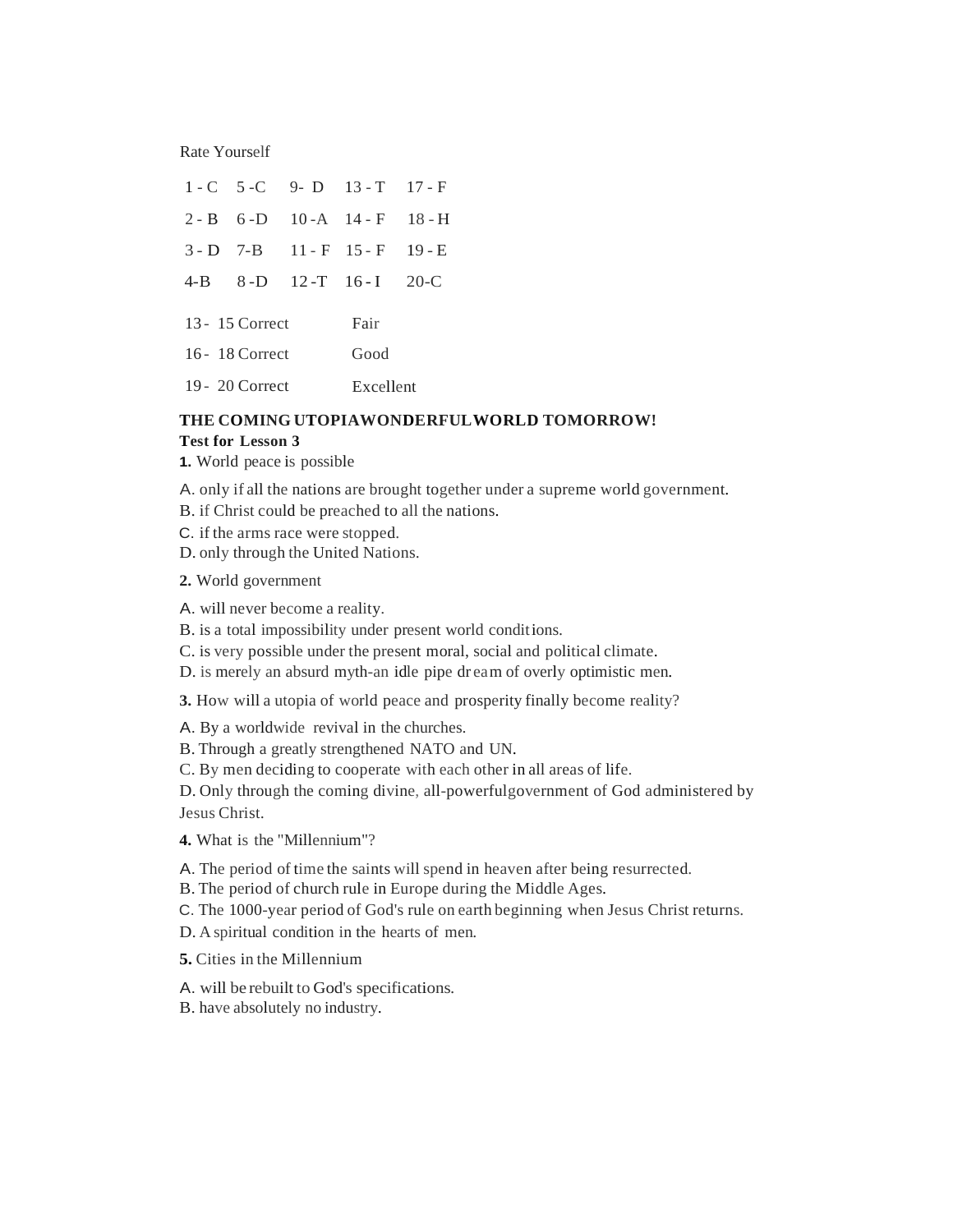Rate Yourself

| | | | | |
|---|---|---|---|---|
| 1 - C | 5 -C | 9- D | 13 - T | 17 - F |
| 2 - B | 6 -D | 10 -A | 14 - F | 18 - H |
| 3 - D | 7-B | 11 - F | 15 - F | 19 - E |
| 4-B | 8 -D | 12 -T | 16 - I | 20-C |

| | |
|---|---|
| 13 - 15 Correct | Fair |
| 16 - 18 Correct | Good |
| 19 - 20 Correct | Excellent |

**THE COMING UTOPIAWONDERFULWORLD TOMORROW!**

**Test for Lesson 3**

**1.** World peace is possible

A. only if all the nations are brought together under a supreme world government.
B. if Christ could be preached to all the nations.
C. if the arms race were stopped.
D. only through the United Nations.

**2.** World government

A. will never become a reality.
B. is a total impossibility under present world conditions.
C. is very possible under the present moral, social and political climate.
D. is merely an absurd myth-an idle pipe dream of overly optimistic men.

**3.** How will a utopia of world peace and prosperity finally become reality?

A. By a worldwide revival in the churches.
B. Through a greatly strengthened NATO and UN.
C. By men deciding to cooperate with each other in all areas of life.
D. Only through the coming divine, all-powerfulgovernment of God administered by Jesus Christ.

**4.** What is the "Millennium"?

A. The period of time the saints will spend in heaven after being resurrected.
B. The period of church rule in Europe during the Middle Ages.
C. The 1000-year period of God's rule on earth beginning when Jesus Christ returns.
D. A spiritual condition in the hearts of men.

**5.** Cities in the Millennium

A. will be rebuilt to God's specifications.
B. have absolutely no industry.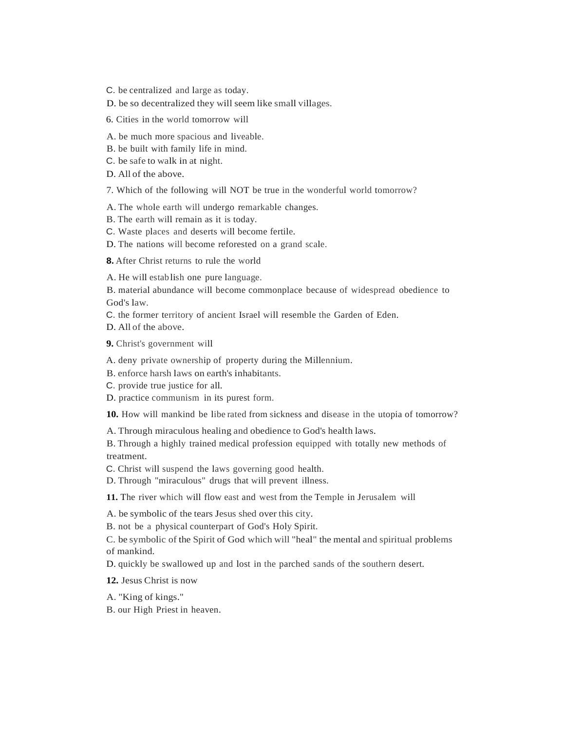C. be centralized and large as today.

D. be so decentralized they will seem like small villages.

6. Cities in the world tomorrow will

A. be much more spacious and liveable.
B. be built with family life in mind.
C. be safe to walk in at night.
D. All of the above.

7. Which of the following will NOT be true in the wonderful world tomorrow?

A. The whole earth will undergo remarkable changes.
B. The earth will remain as it is today.
C. Waste places and deserts will become fertile.
D. The nations will become reforested on a grand scale.

**8.** After Christ returns to rule the world

A. He will establish one pure language.
B. material abundance will become commonplace because of widespread obedience to God's law.
C. the former territory of ancient Israel will resemble the Garden of Eden.
D. All of the above.

**9.** Christ's government will

A. deny private ownership of property during the Millennium.
B. enforce harsh laws on earth's inhabitants.
C. provide true justice for all.
D. practice communism in its purest form.

**10.** How will mankind be liberated from sickness and disease in the utopia of tomorrow?

A. Through miraculous healing and obedience to God's health laws.
B. Through a highly trained medical profession equipped with totally new methods of treatment.
C. Christ will suspend the laws governing good health.
D. Through "miraculous" drugs that will prevent illness.

**11.** The river which will flow east and west from the Temple in Jerusalem will

A. be symbolic of the tears Jesus shed over this city.
B. not be a physical counterpart of God's Holy Spirit.
C. be symbolic of the Spirit of God which will "heal" the mental and spiritual problems of mankind.
D. quickly be swallowed up and lost in the parched sands of the southern desert.

**12.** Jesus Christ is now

A. "King of kings."
B. our High Priest in heaven.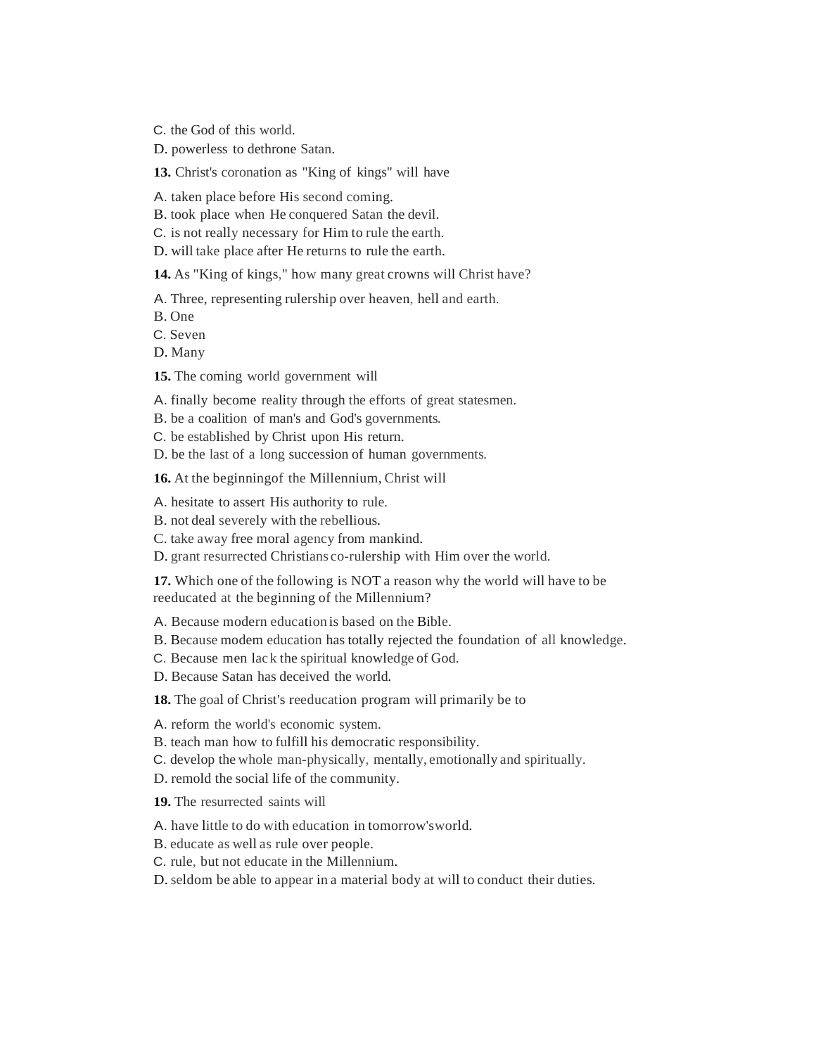C. the God of this world.

D. powerless to dethrone Satan.

**13.** Christ's coronation as "King of kings" will have

A. taken place before His second coming.
B. took place when He conquered Satan the devil.
C. is not really necessary for Him to rule the earth.
D. will take place after He returns to rule the earth.

**14.** As "King of kings," how many great crowns will Christ have?

A. Three, representing rulership over heaven, hell and earth.
B. One
C. Seven
D. Many

**15.** The coming world government will

A. finally become reality through the efforts of great statesmen.
B. be a coalition of man's and God's governments.
C. be established by Christ upon His return.
D. be the last of a long succession of human governments.

**16.** At the beginningof the Millennium, Christ will

A. hesitate to assert His authority to rule.
B. not deal severely with the rebellious.
C. take away free moral agency from mankind.
D. grant resurrected Christians co-rulership with Him over the world.

**17.** Which one of the following is NOT a reason why the world will have to be reeducated at the beginning of the Millennium?

A. Because modern education is based on the Bible.
B. Because modem education has totally rejected the foundation of all knowledge.
C. Because men lac k the spiritual knowledge of God.
D. Because Satan has deceived the world.

**18.** The goal of Christ's reeducation program will primarily be to

A. reform the world's economic system.
B. teach man how to fulfill his democratic responsibility.
C. develop the whole man-physically, mentally, emotionally and spiritually.
D. remold the social life of the community.

**19.** The resurrected saints will

A. have little to do with education in tomorrow'sworld.
B. educate as well as rule over people.
C. rule, but not educate in the Millennium.
D. seldom be able to appear in a material body at will to conduct their duties.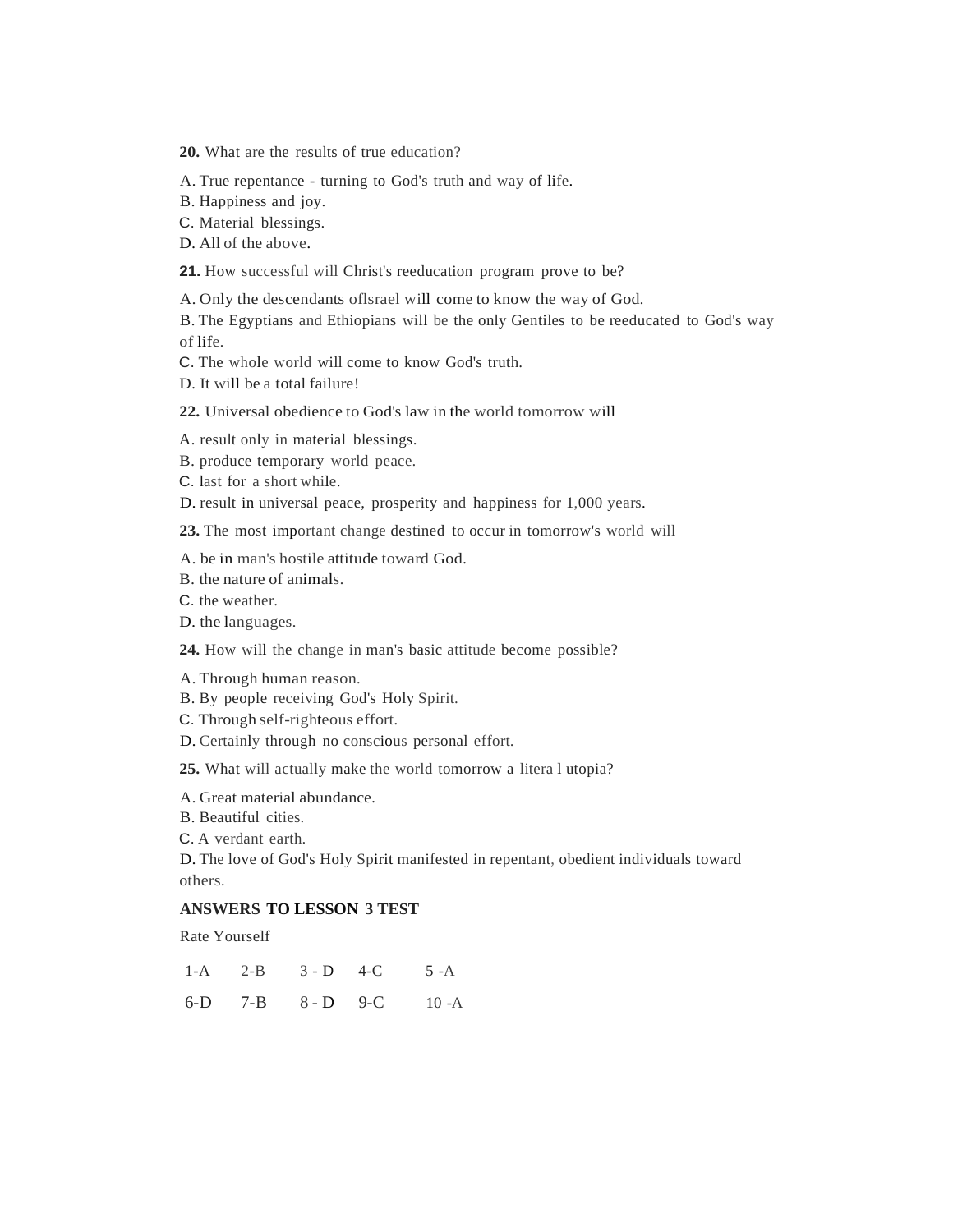**20.** What are the results of true education?

A. True repentance - turning to God's truth and way of life.
B. Happiness and joy.
C. Material blessings.
D. All of the above.

**21.** How successful will Christ's reeducation program prove to be?

A. Only the descendants oflsrael will come to know the way of God.
B. The Egyptians and Ethiopians will be the only Gentiles to be reeducated to God's way of life.
C. The whole world will come to know God's truth.
D. It will be a total failure!

**22.** Universal obedience to God's law in the world tomorrow will

A. result only in material blessings.
B. produce temporary world peace.
C. last for a short while.
D. result in universal peace, prosperity and happiness for 1,000 years.

**23.** The most important change destined to occur in tomorrow's world will

A. be in man's hostile attitude toward God.
B. the nature of animals.
C. the weather.
D. the languages.

**24.** How will the change in man's basic attitude become possible?

A. Through human reason.
B. By people receiving God's Holy Spirit.
C. Through self-righteous effort.
D. Certainly through no conscious personal effort.

**25.** What will actually make the world tomorrow a litera l utopia?

A. Great material abundance.
B. Beautiful cities.
C. A verdant earth.
D. The love of God's Holy Spirit manifested in repentant, obedient individuals toward others.

**ANSWERS TO LESSON 3 TEST**

Rate Yourself

| | | | | |
|---|---|---|---|---|
| 1-A | 2-B | 3 - D | 4-C | 5 -A |
| 6-D | 7-B | 8 - D | 9-C | 10 -A |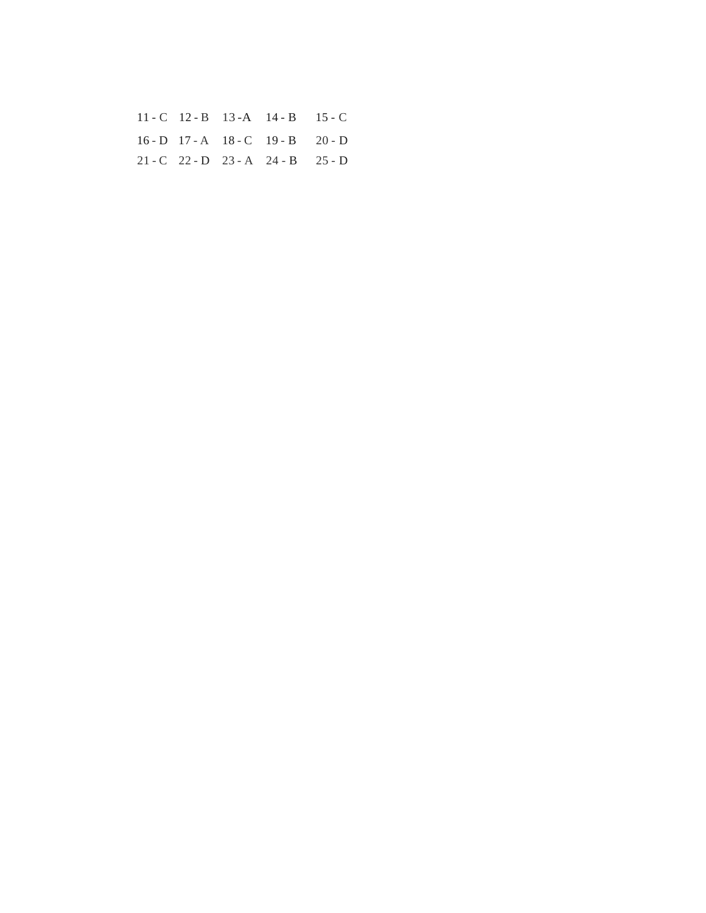| | | | | |
|---|---|---|---|---|
| 11 - C | 12 - B | 13 -A | 14 - B | 15 - C |
| 16 - D | 17 - A | 18 - C | 19 - B | 20 - D |
| 21 - C | 22 - D | 23 - A | 24 - B | 25 - D |